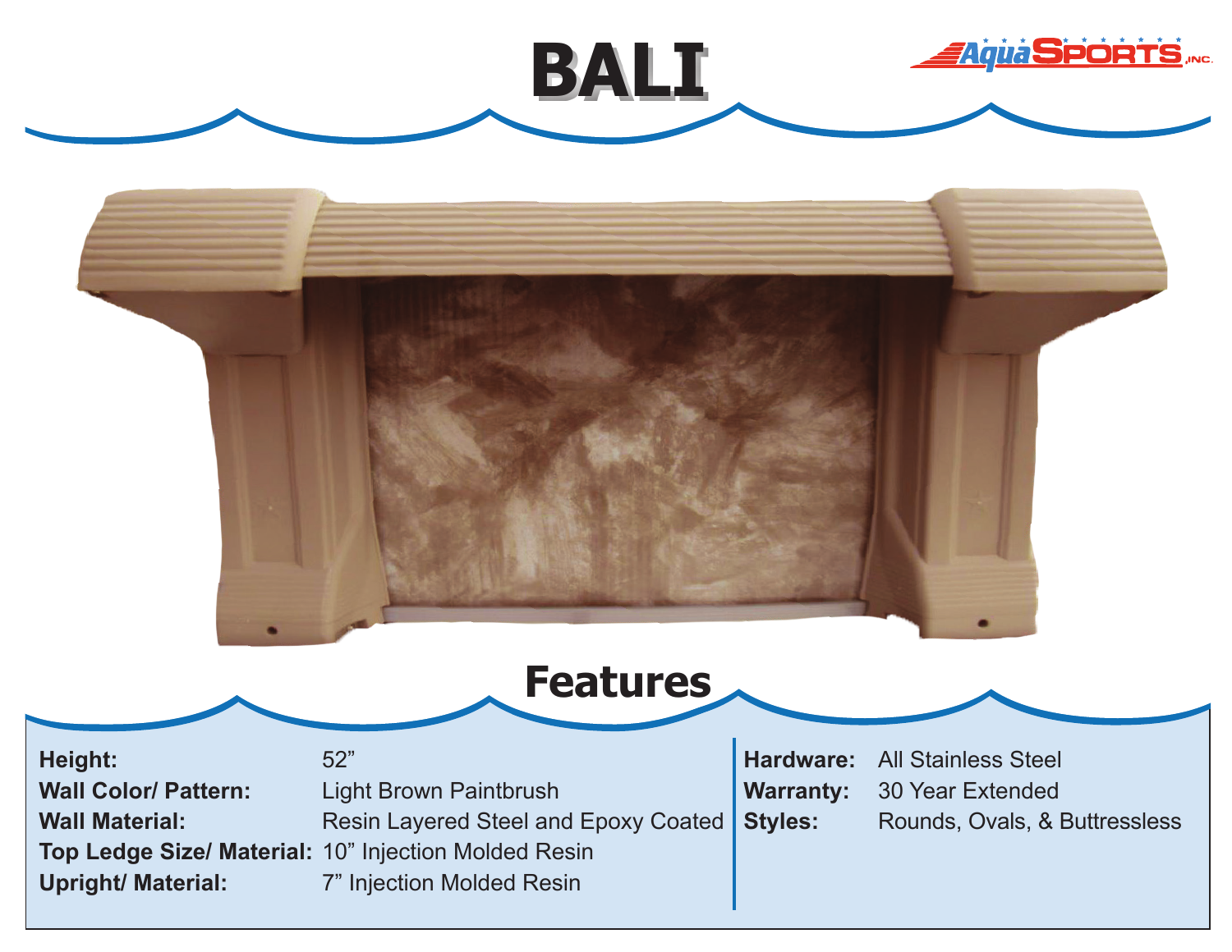# BALI

AquaSPORTS, INC.

## Features

**Height:** 52”
**Wall Color/ Pattern:** Light Brown Paintbrush
**Wall Material:** Resin Layered Steel and Epoxy Coated
**Top Ledge Size/ Material:** 10” Injection Molded Resin
**Upright/ Material:** 7” Injection Molded Resin

**Hardware:** All Stainless Steel
**Warranty:** 30 Year Extended
**Styles:** Rounds, Ovals, & Buttressless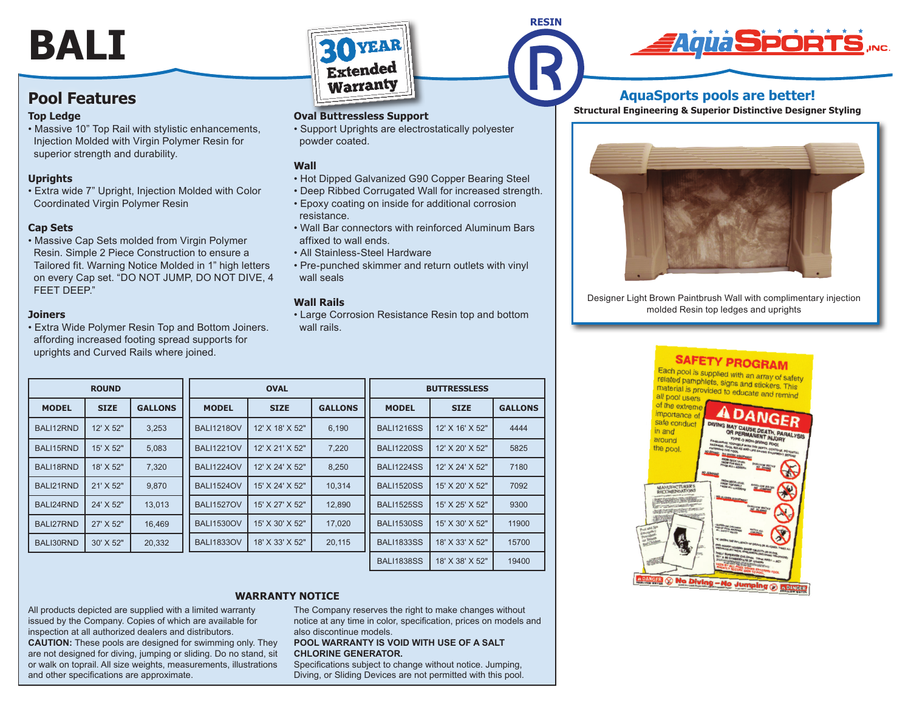# BALI

30 YEAR Extended Warranty

RESIN

AquaSPORTS, INC.

## AquaSports pools are better!

**Structural Engineering & Superior Distinctive Designer Styling**

## Pool Features

### Top Ledge

- Massive 10" Top Rail with stylistic enhancements, Injection Molded with Virgin Polymer Resin for superior strength and durability.

### Uprights

- Extra wide 7" Upright, Injection Molded with Color Coordinated Virgin Polymer Resin

### Cap Sets

- Massive Cap Sets molded from Virgin Polymer Resin. Simple 2 Piece Construction to ensure a Tailored fit. Warning Notice Molded in 1" high letters on every Cap set. "DO NOT JUMP, DO NOT DIVE, 4 FEET DEEP."

### Joiners

- Extra Wide Polymer Resin Top and Bottom Joiners. affording increased footing spread supports for uprights and Curved Rails where joined.

### Oval Buttressless Support

- Support Uprights are electrostatically polyester powder coated.

### Wall

- Hot Dipped Galvanized G90 Copper Bearing Steel
- Deep Ribbed Corrugated Wall for increased strength.
- Epoxy coating on inside for additional corrosion resistance.
- Wall Bar connectors with reinforced Aluminum Bars affixed to wall ends.
- All Stainless-Steel Hardware
- Pre-punched skimmer and return outlets with vinyl wall seals

### Wall Rails

- Large Corrosion Resistance Resin top and bottom wall rails.

| ROUND | | |
|---|---|---|
| **MODEL** | **SIZE** | **GALLONS** |
| BALI12RND | 12' X 52" | 3,253 |
| BALI15RND | 15' X 52" | 5,083 |
| BALI18RND | 18' X 52" | 7,320 |
| BALI21RND | 21' X 52" | 9,870 |
| BALI24RND | 24' X 52" | 13,013 |
| BALI27RND | 27' X 52" | 16,469 |
| BALI30RND | 30' X 52" | 20,332 |

| OVAL | | |
|---|---|---|
| **MODEL** | **SIZE** | **GALLONS** |
| BALI1218OV | 12' X 18' X 52" | 6,190 |
| BALI1221OV | 12' X 21' X 52" | 7,220 |
| BALI1224OV | 12' X 24' X 52" | 8,250 |
| BALI1524OV | 15' X 24' X 52" | 10,314 |
| BALI1527OV | 15' X 27' X 52" | 12,890 |
| BALI1530OV | 15' X 30' X 52" | 17,020 |
| BALI1833OV | 18' X 33' X 52" | 20,115 |

| BUTTRESSLESS | | |
|---|---|---|
| **MODEL** | **SIZE** | **GALLONS** |
| BALI1216SS | 12' X 16' X 52" | 4444 |
| BALI1220SS | 12' X 20' X 52" | 5825 |
| BALI1224SS | 12' X 24' X 52" | 7180 |
| BALI1520SS | 15' X 20' X 52" | 7092 |
| BALI1525SS | 15' X 25' X 52" | 9300 |
| BALI1530SS | 15' X 30' X 52" | 11900 |
| BALI1833SS | 18' X 33' X 52" | 15700 |
| BALI1838SS | 18' X 38' X 52" | 19400 |

Designer Light Brown Paintbrush Wall with complimentary injection molded Resin top ledges and uprights

**SAFETY PROGRAM**

Each pool is supplied with an array of safety related pamphlets, signs and stickers. This material is provided to educate and remind all pool users of the extreme importance of safe conduct in and around the pool.

### WARRANTY NOTICE

All products depicted are supplied with a limited warranty issued by the Company. Copies of which are available for inspection at all authorized dealers and distributors.

**CAUTION:** These pools are designed for swimming only. They are not designed for diving, jumping or sliding. Do no stand, sit or walk on toprail. All size weights, measurements, illustrations and other specifications are approximate.

The Company reserves the right to make changes without notice at any time in color, specification, prices on models and also discontinue models.

**POOL WARRANTY IS VOID WITH USE OF A SALT CHLORINE GENERATOR.**

Specifications subject to change without notice. Jumping, Diving, or Sliding Devices are not permitted with this pool.